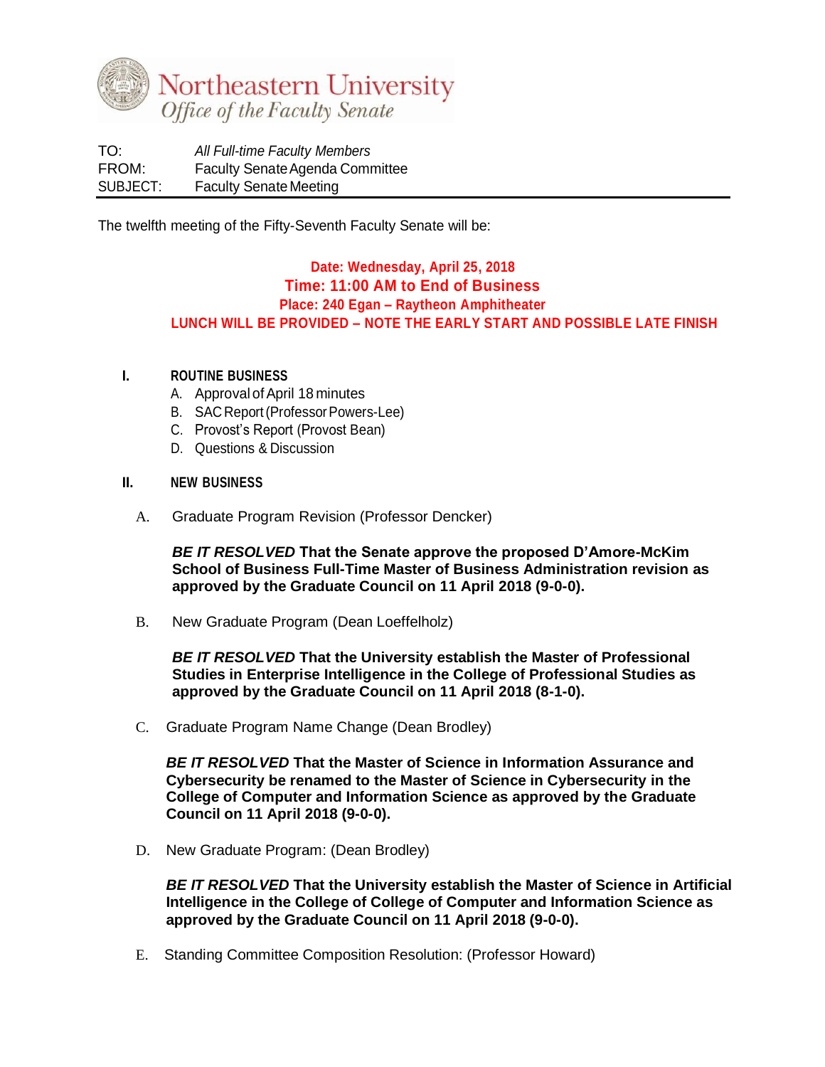# Northeastern University
## *Office of the Faculty Senate*

TO: *All Full-time Faculty Members*
FROM: Faculty Senate Agenda Committee
SUBJECT: Faculty Senate Meeting

---

The twelfth meeting of the Fifty-Seventh Faculty Senate will be:

**Date: Wednesday, April 25, 2018**
**Time: 11:00 AM to End of Business**
**Place: 240 Egan – Raytheon Amphitheater**
**LUNCH WILL BE PROVIDED – NOTE THE EARLY START AND POSSIBLE LATE FINISH**

## I. ROUTINE BUSINESS

A. Approval of April 18 minutes
B. SAC Report (Professor Powers-Lee)
C. Provost's Report (Provost Bean)
D. Questions & Discussion

## II. NEW BUSINESS

A. Graduate Program Revision (Professor Dencker)

***BE IT RESOLVED*** **That the Senate approve the proposed D'Amore-McKim School of Business Full-Time Master of Business Administration revision as approved by the Graduate Council on 11 April 2018 (9-0-0).**

B. New Graduate Program (Dean Loeffelholz)

***BE IT RESOLVED*** **That the University establish the Master of Professional Studies in Enterprise Intelligence in the College of Professional Studies as approved by the Graduate Council on 11 April 2018 (8-1-0).**

C. Graduate Program Name Change (Dean Brodley)

***BE IT RESOLVED*** **That the Master of Science in Information Assurance and Cybersecurity be renamed to the Master of Science in Cybersecurity in the College of Computer and Information Science as approved by the Graduate Council on 11 April 2018 (9-0-0).**

D. New Graduate Program: (Dean Brodley)

***BE IT RESOLVED*** **That the University establish the Master of Science in Artificial Intelligence in the College of College of Computer and Information Science as approved by the Graduate Council on 11 April 2018 (9-0-0).**

E. Standing Committee Composition Resolution: (Professor Howard)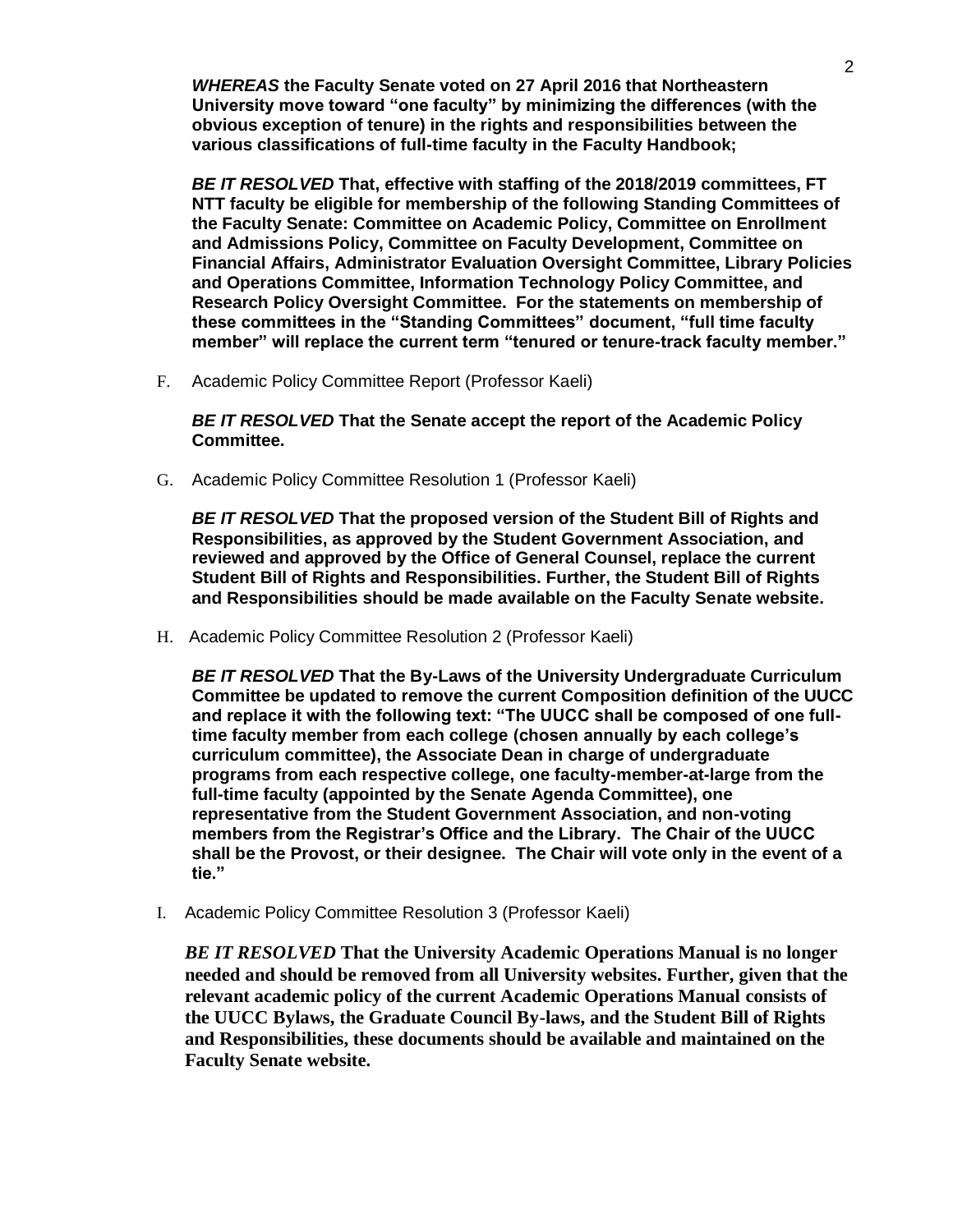***WHEREAS* the Faculty Senate voted on 27 April 2016 that Northeastern University move toward "one faculty" by minimizing the differences (with the obvious exception of tenure) in the rights and responsibilities between the various classifications of full-time faculty in the Faculty Handbook;**

***BE IT RESOLVED* That, effective with staffing of the 2018/2019 committees, FT NTT faculty be eligible for membership of the following Standing Committees of the Faculty Senate: Committee on Academic Policy, Committee on Enrollment and Admissions Policy, Committee on Faculty Development, Committee on Financial Affairs, Administrator Evaluation Oversight Committee, Library Policies and Operations Committee, Information Technology Policy Committee, and Research Policy Oversight Committee. For the statements on membership of these committees in the "Standing Committees" document, "full time faculty member" will replace the current term "tenured or tenure-track faculty member."**

F. Academic Policy Committee Report (Professor Kaeli)

***BE IT RESOLVED* That the Senate accept the report of the Academic Policy Committee.**

G. Academic Policy Committee Resolution 1 (Professor Kaeli)

***BE IT RESOLVED* That the proposed version of the Student Bill of Rights and Responsibilities, as approved by the Student Government Association, and reviewed and approved by the Office of General Counsel, replace the current Student Bill of Rights and Responsibilities. Further, the Student Bill of Rights and Responsibilities should be made available on the Faculty Senate website.**

H. Academic Policy Committee Resolution 2 (Professor Kaeli)

***BE IT RESOLVED* That the By-Laws of the University Undergraduate Curriculum Committee be updated to remove the current Composition definition of the UUCC and replace it with the following text: "The UUCC shall be composed of one full-time faculty member from each college (chosen annually by each college's curriculum committee), the Associate Dean in charge of undergraduate programs from each respective college, one faculty-member-at-large from the full-time faculty (appointed by the Senate Agenda Committee), one representative from the Student Government Association, and non-voting members from the Registrar's Office and the Library. The Chair of the UUCC shall be the Provost, or their designee. The Chair will vote only in the event of a tie."**

I. Academic Policy Committee Resolution 3 (Professor Kaeli)

***BE IT RESOLVED* That the University Academic Operations Manual is no longer needed and should be removed from all University websites. Further, given that the relevant academic policy of the current Academic Operations Manual consists of the UUCC Bylaws, the Graduate Council By-laws, and the Student Bill of Rights and Responsibilities, these documents should be available and maintained on the Faculty Senate website.**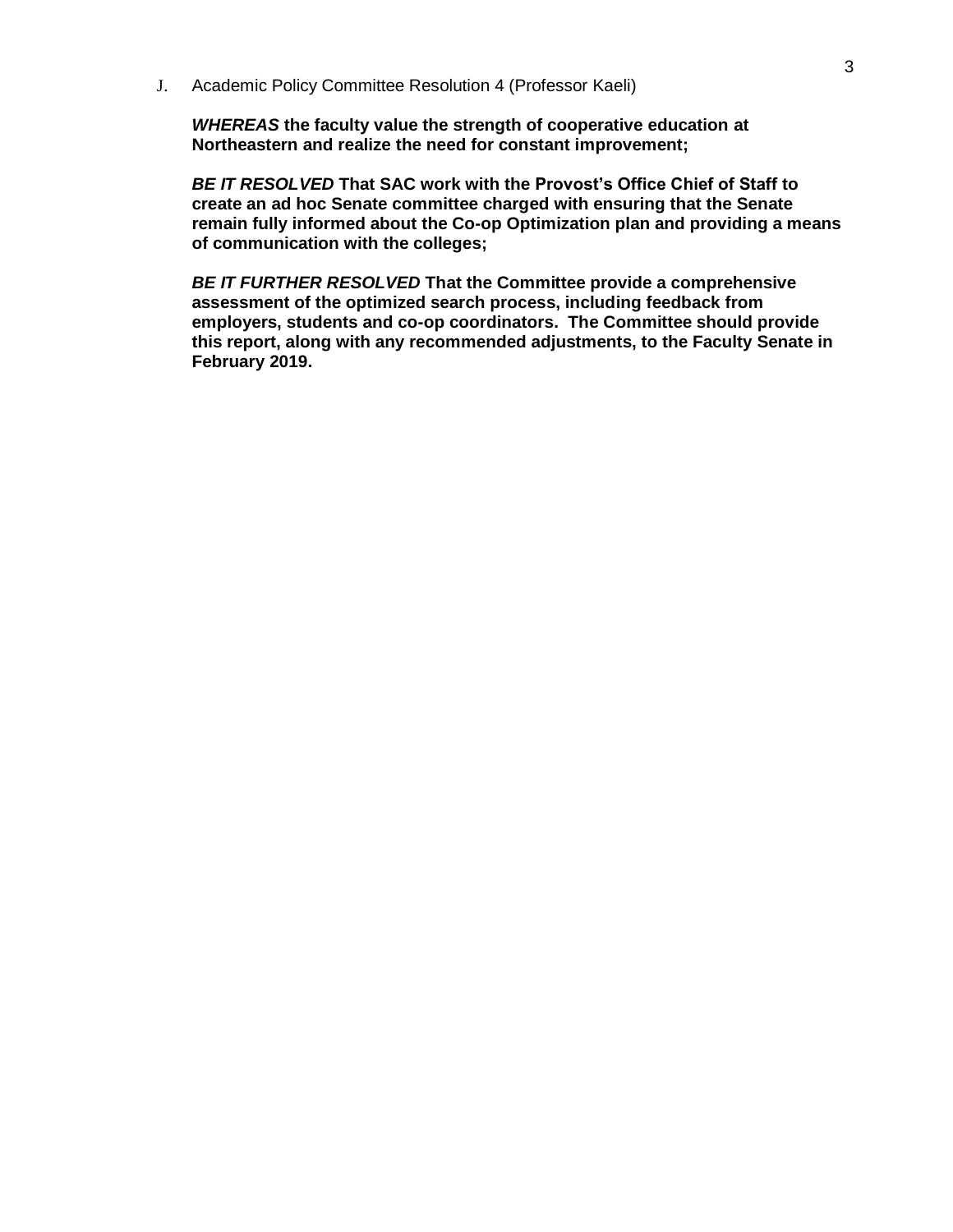J. Academic Policy Committee Resolution 4 (Professor Kaeli)

***WHEREAS*** **the faculty value the strength of cooperative education at Northeastern and realize the need for constant improvement;**

***BE IT RESOLVED*** **That SAC work with the Provost's Office Chief of Staff to create an ad hoc Senate committee charged with ensuring that the Senate remain fully informed about the Co-op Optimization plan and providing a means of communication with the colleges;**

***BE IT FURTHER RESOLVED*** **That the Committee provide a comprehensive assessment of the optimized search process, including feedback from employers, students and co-op coordinators. The Committee should provide this report, along with any recommended adjustments, to the Faculty Senate in February 2019.**